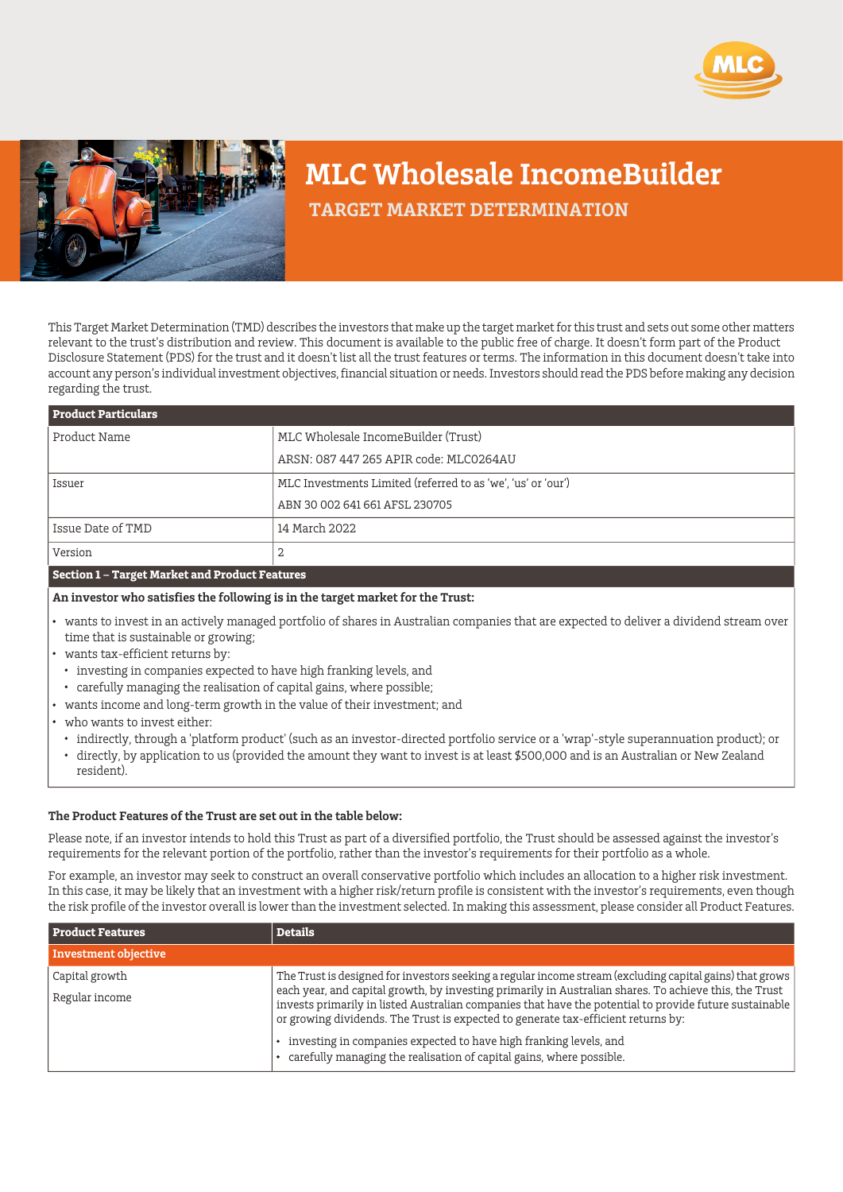# MLC Wholesale IncomeBuilder

## TARGET MARKET DETERMINATION

This Target Market Determination (TMD) describes the investors that make up the target market for this trust and sets out some other matters relevant to the trust's distribution and review. This document is available to the public free of charge. It doesn't form part of the Product Disclosure Statement (PDS) for the trust and it doesn't list all the trust features or terms. The information in this document doesn't take into account any person's individual investment objectives, financial situation or needs. Investors should read the PDS before making any decision regarding the trust.

| Product Particulars | |
|---|---|
| Product Name | MLC Wholesale IncomeBuilder (Trust)<br>ARSN: 087 447 265 APIR code: MLC0264AU |
| Issuer | MLC Investments Limited (referred to as 'we', 'us' or 'our')<br>ABN 30 002 641 661 AFSL 230705 |
| Issue Date of TMD | 14 March 2022 |
| Version | 2 |

### Section 1 – Target Market and Product Features

**An investor who satisfies the following is in the target market for the Trust:**

- wants to invest in an actively managed portfolio of shares in Australian companies that are expected to deliver a dividend stream over time that is sustainable or growing;
- wants tax-efficient returns by:
  - investing in companies expected to have high franking levels, and
  - carefully managing the realisation of capital gains, where possible;
- wants income and long-term growth in the value of their investment; and
- who wants to invest either:
  - indirectly, through a 'platform product' (such as an investor-directed portfolio service or a 'wrap'-style superannuation product); or
  - directly, by application to us (provided the amount they want to invest is at least $500,000 and is an Australian or New Zealand resident).

**The Product Features of the Trust are set out in the table below:**

Please note, if an investor intends to hold this Trust as part of a diversified portfolio, the Trust should be assessed against the investor's requirements for the relevant portion of the portfolio, rather than the investor's requirements for their portfolio as a whole.

For example, an investor may seek to construct an overall conservative portfolio which includes an allocation to a higher risk investment. In this case, it may be likely that an investment with a higher risk/return profile is consistent with the investor's requirements, even though the risk profile of the investor overall is lower than the investment selected. In making this assessment, please consider all Product Features.

| Product Features | Details |
|---|---|
| **Investment objective** | |
| Capital growth<br>Regular income | The Trust is designed for investors seeking a regular income stream (excluding capital gains) that grows each year, and capital growth, by investing primarily in Australian shares. To achieve this, the Trust invests primarily in listed Australian companies that have the potential to provide future sustainable or growing dividends. The Trust is expected to generate tax-efficient returns by:<br>• investing in companies expected to have high franking levels, and<br>• carefully managing the realisation of capital gains, where possible. |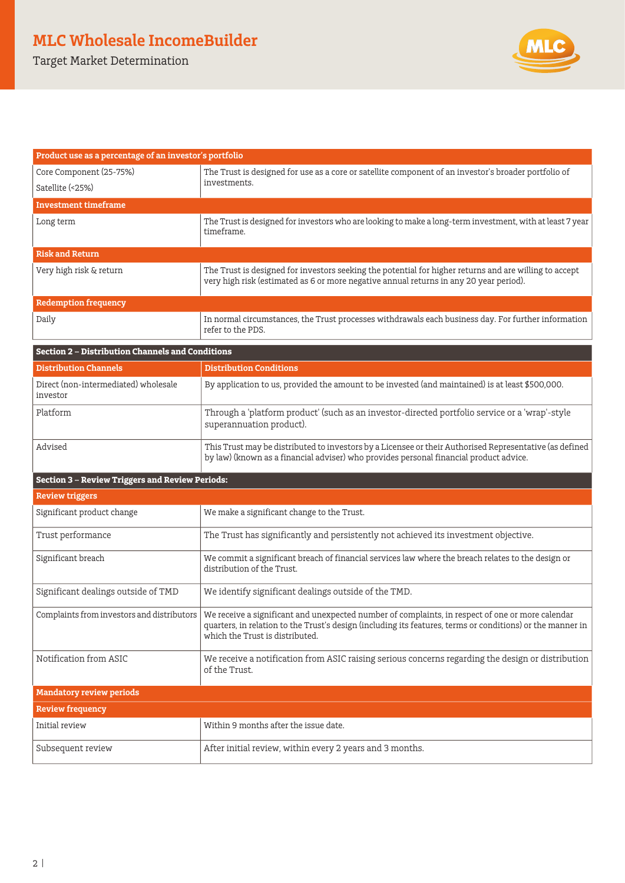| Product use as a percentage of an investor's portfolio | |
|---|---|
| Core Component (25-75%)<br>Satellite (<25%) | The Trust is designed for use as a core or satellite component of an investor's broader portfolio of investments. |
| **Investment timeframe** | |
| Long term | The Trust is designed for investors who are looking to make a long-term investment, with at least 7 year timeframe. |
| **Risk and Return** | |
| Very high risk & return | The Trust is designed for investors seeking the potential for higher returns and are willing to accept very high risk (estimated as 6 or more negative annual returns in any 20 year period). |
| **Redemption frequency** | |
| Daily | In normal circumstances, the Trust processes withdrawals each business day. For further information refer to the PDS. |

## Section 2 – Distribution Channels and Conditions

| Distribution Channels | Distribution Conditions |
|---|---|
| Direct (non-intermediated) wholesale investor | By application to us, provided the amount to be invested (and maintained) is at least $500,000. |
| Platform | Through a 'platform product' (such as an investor-directed portfolio service or a 'wrap'-style superannuation product). |
| Advised | This Trust may be distributed to investors by a Licensee or their Authorised Representative (as defined by law) (known as a financial adviser) who provides personal financial product advice. |

## Section 3 – Review Triggers and Review Periods:

| Review triggers | |
|---|---|
| Significant product change | We make a significant change to the Trust. |
| Trust performance | The Trust has significantly and persistently not achieved its investment objective. |
| Significant breach | We commit a significant breach of financial services law where the breach relates to the design or distribution of the Trust. |
| Significant dealings outside of TMD | We identify significant dealings outside of the TMD. |
| Complaints from investors and distributors | We receive a significant and unexpected number of complaints, in respect of one or more calendar quarters, in relation to the Trust's design (including its features, terms or conditions) or the manner in which the Trust is distributed. |
| Notification from ASIC | We receive a notification from ASIC raising serious concerns regarding the design or distribution of the Trust. |

| Mandatory review periods | |
|---|---|
| **Review frequency** | |
| Initial review | Within 9 months after the issue date. |
| Subsequent review | After initial review, within every 2 years and 3 months. |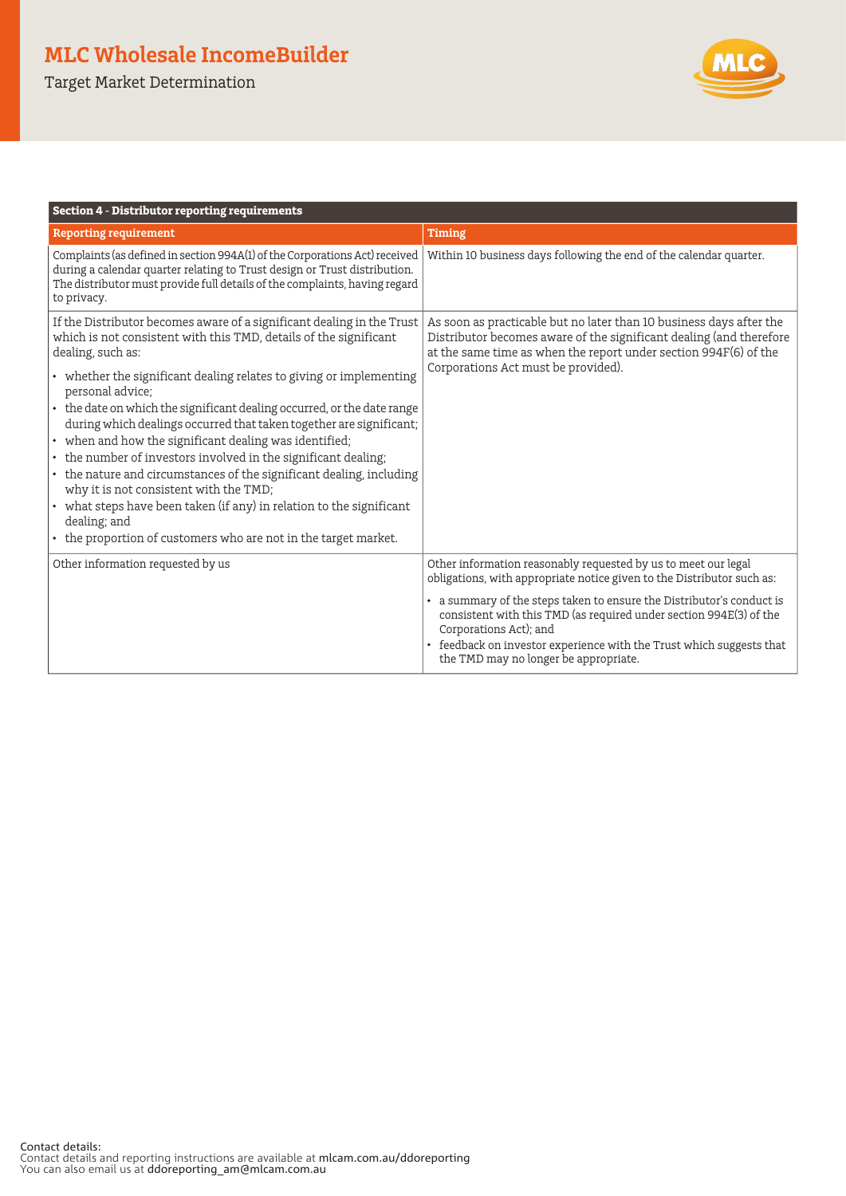| Section 4 - Distributor reporting requirements | |
|---|---|
| **Reporting requirement** | **Timing** |
| Complaints (as defined in section 994A(1) of the Corporations Act) received during a calendar quarter relating to Trust design or Trust distribution. The distributor must provide full details of the complaints, having regard to privacy. | Within 10 business days following the end of the calendar quarter. |
| If the Distributor becomes aware of a significant dealing in the Trust which is not consistent with this TMD, details of the significant dealing, such as:<br>• whether the significant dealing relates to giving or implementing personal advice;<br>• the date on which the significant dealing occurred, or the date range during which dealings occurred that taken together are significant;<br>• when and how the significant dealing was identified;<br>• the number of investors involved in the significant dealing;<br>• the nature and circumstances of the significant dealing, including why it is not consistent with the TMD;<br>• what steps have been taken (if any) in relation to the significant dealing; and<br>• the proportion of customers who are not in the target market. | As soon as practicable but no later than 10 business days after the Distributor becomes aware of the significant dealing (and therefore at the same time as when the report under section 994F(6) of the Corporations Act must be provided). |
| Other information requested by us | Other information reasonably requested by us to meet our legal obligations, with appropriate notice given to the Distributor such as:<br>• a summary of the steps taken to ensure the Distributor's conduct is consistent with this TMD (as required under section 994E(3) of the Corporations Act); and<br>• feedback on investor experience with the Trust which suggests that the TMD may no longer be appropriate. |

Contact details:
Contact details and reporting instructions are available at mlcam.com.au/ddoreporting
You can also email us at ddoreporting_am@mlcam.com.au